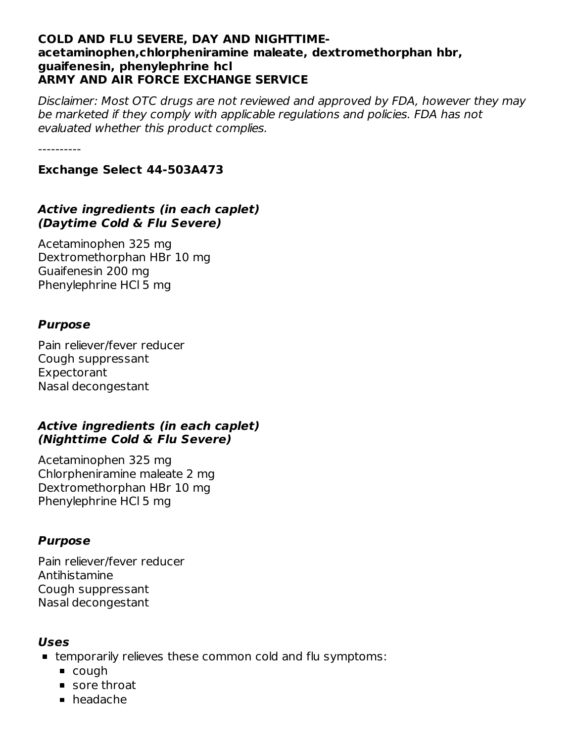**COLD AND FLU SEVERE, DAY AND NIGHTTIME-**
**acetaminophen,chlorpheniramine maleate, dextromethorphan hbr, guaifenesin, phenylephrine hcl**
**ARMY AND AIR FORCE EXCHANGE SERVICE**

*Disclaimer: Most OTC drugs are not reviewed and approved by FDA, however they may be marketed if they comply with applicable regulations and policies. FDA has not evaluated whether this product complies.*

----------

**Exchange Select 44-503A473**

### *Active ingredients (in each caplet) (Daytime Cold & Flu Severe)*

Acetaminophen 325 mg
Dextromethorphan HBr 10 mg
Guaifenesin 200 mg
Phenylephrine HCl 5 mg

### *Purpose*

Pain reliever/fever reducer
Cough suppressant
Expectorant
Nasal decongestant

### *Active ingredients (in each caplet) (Nighttime Cold & Flu Severe)*

Acetaminophen 325 mg
Chlorpheniramine maleate 2 mg
Dextromethorphan HBr 10 mg
Phenylephrine HCl 5 mg

### *Purpose*

Pain reliever/fever reducer
Antihistamine
Cough suppressant
Nasal decongestant

### *Uses*

- temporarily relieves these common cold and flu symptoms:
  - cough
  - sore throat
  - headache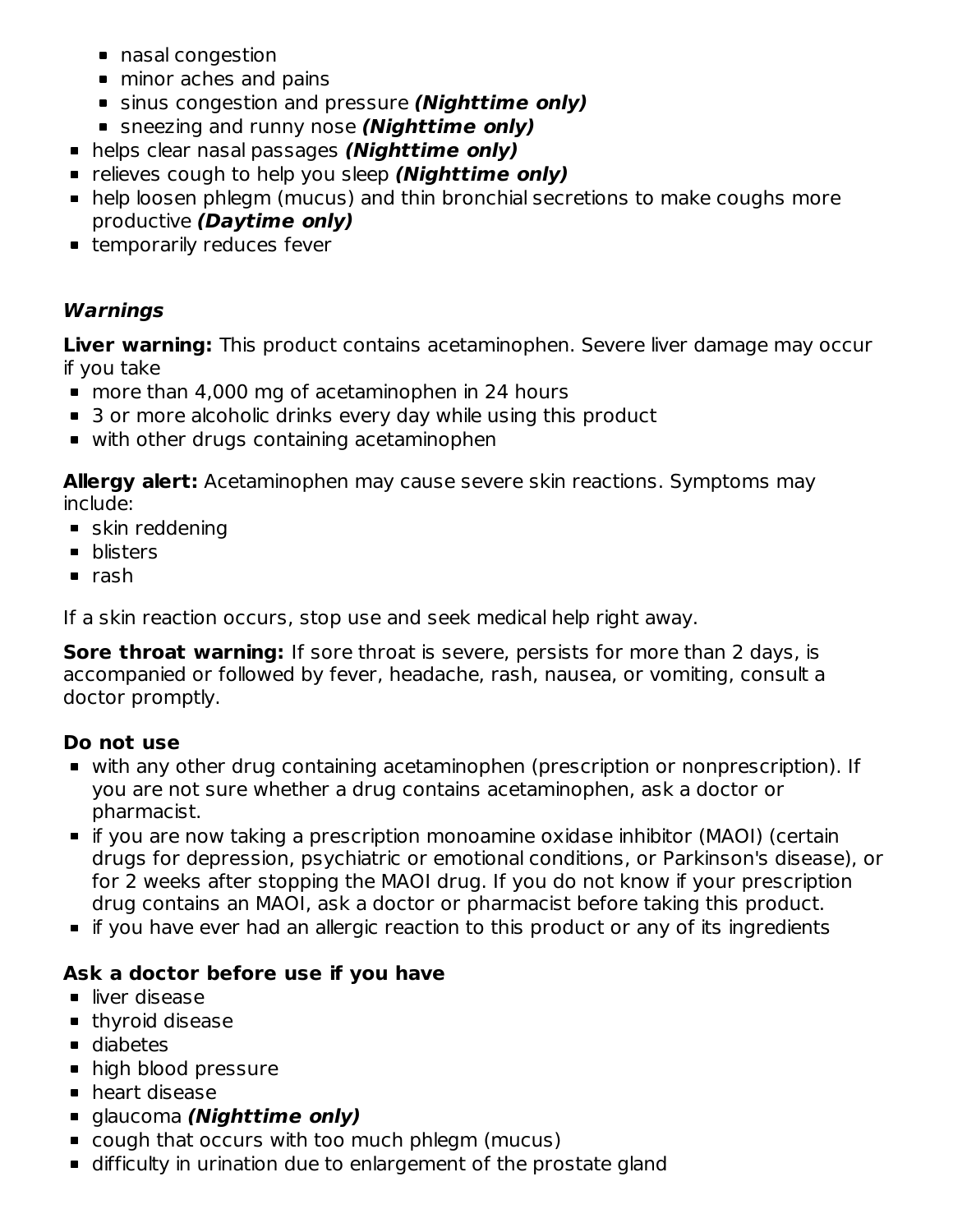- nasal congestion
  - minor aches and pains
  - sinus congestion and pressure ***(Nighttime only)***
  - sneezing and runny nose ***(Nighttime only)***
- helps clear nasal passages ***(Nighttime only)***
- relieves cough to help you sleep ***(Nighttime only)***
- help loosen phlegm (mucus) and thin bronchial secretions to make coughs more productive ***(Daytime only)***
- temporarily reduces fever

### *Warnings*

**Liver warning:** This product contains acetaminophen. Severe liver damage may occur if you take

- more than 4,000 mg of acetaminophen in 24 hours
- 3 or more alcoholic drinks every day while using this product
- with other drugs containing acetaminophen

**Allergy alert:** Acetaminophen may cause severe skin reactions. Symptoms may include:

- skin reddening
- blisters
- rash

If a skin reaction occurs, stop use and seek medical help right away.

**Sore throat warning:** If sore throat is severe, persists for more than 2 days, is accompanied or followed by fever, headache, rash, nausea, or vomiting, consult a doctor promptly.

**Do not use**

- with any other drug containing acetaminophen (prescription or nonprescription). If you are not sure whether a drug contains acetaminophen, ask a doctor or pharmacist.
- if you are now taking a prescription monoamine oxidase inhibitor (MAOI) (certain drugs for depression, psychiatric or emotional conditions, or Parkinson's disease), or for 2 weeks after stopping the MAOI drug. If you do not know if your prescription drug contains an MAOI, ask a doctor or pharmacist before taking this product.
- if you have ever had an allergic reaction to this product or any of its ingredients

**Ask a doctor before use if you have**

- liver disease
- thyroid disease
- diabetes
- high blood pressure
- heart disease
- glaucoma ***(Nighttime only)***
- cough that occurs with too much phlegm (mucus)
- difficulty in urination due to enlargement of the prostate gland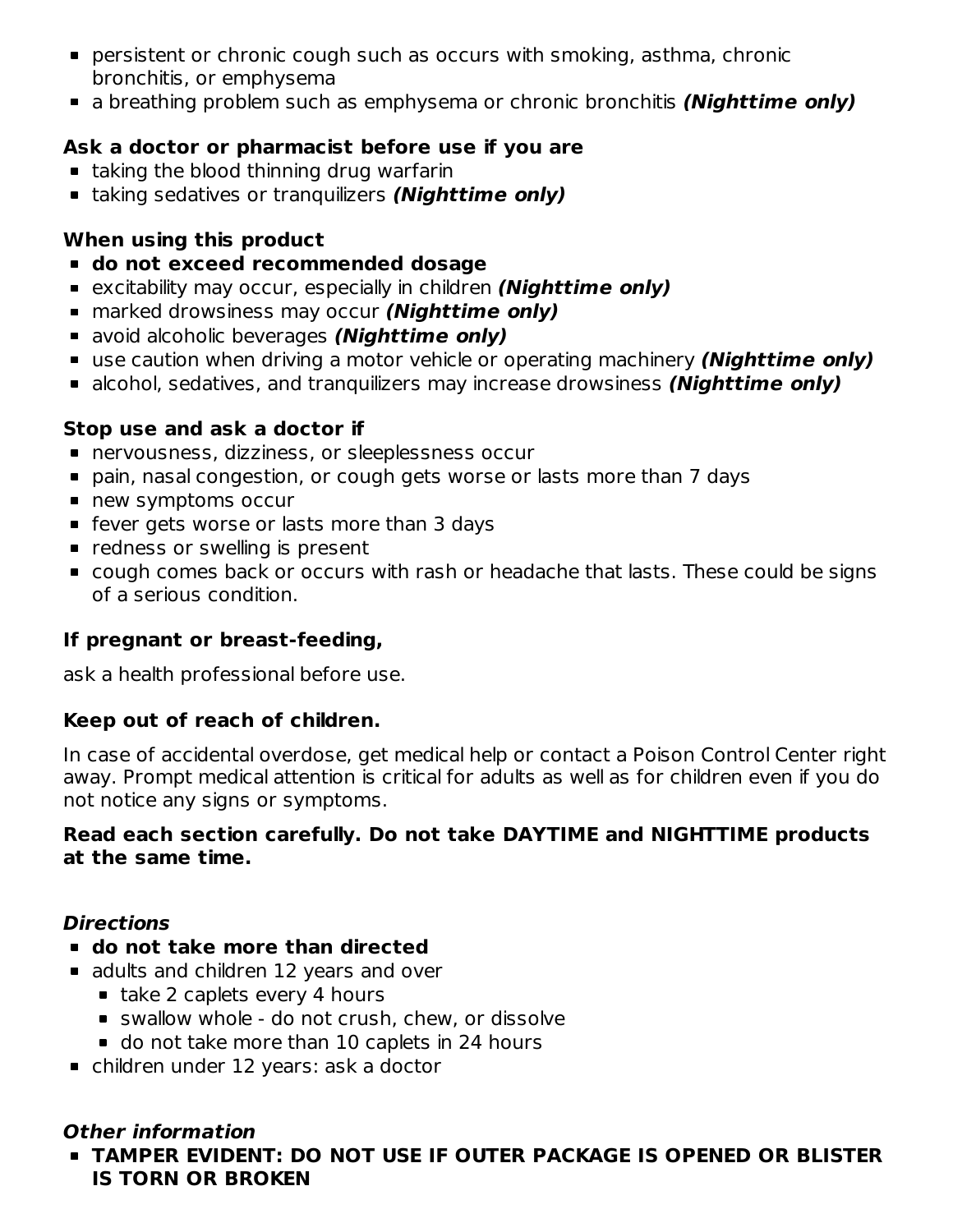- persistent or chronic cough such as occurs with smoking, asthma, chronic bronchitis, or emphysema
- a breathing problem such as emphysema or chronic bronchitis ***(Nighttime only)***

**Ask a doctor or pharmacist before use if you are**

- taking the blood thinning drug warfarin
- taking sedatives or tranquilizers ***(Nighttime only)***

**When using this product**

- **do not exceed recommended dosage**
- excitability may occur, especially in children ***(Nighttime only)***
- marked drowsiness may occur ***(Nighttime only)***
- avoid alcoholic beverages ***(Nighttime only)***
- use caution when driving a motor vehicle or operating machinery ***(Nighttime only)***
- alcohol, sedatives, and tranquilizers may increase drowsiness ***(Nighttime only)***

**Stop use and ask a doctor if**

- nervousness, dizziness, or sleeplessness occur
- pain, nasal congestion, or cough gets worse or lasts more than 7 days
- new symptoms occur
- fever gets worse or lasts more than 3 days
- redness or swelling is present
- cough comes back or occurs with rash or headache that lasts. These could be signs of a serious condition.

**If pregnant or breast-feeding,**

ask a health professional before use.

**Keep out of reach of children.**

In case of accidental overdose, get medical help or contact a Poison Control Center right away. Prompt medical attention is critical for adults as well as for children even if you do not notice any signs or symptoms.

**Read each section carefully. Do not take DAYTIME and NIGHTTIME products at the same time.**

### *Directions*

- **do not take more than directed**
- adults and children 12 years and over
  - take 2 caplets every 4 hours
  - swallow whole - do not crush, chew, or dissolve
  - do not take more than 10 caplets in 24 hours
- children under 12 years: ask a doctor

### *Other information*

- **TAMPER EVIDENT: DO NOT USE IF OUTER PACKAGE IS OPENED OR BLISTER IS TORN OR BROKEN**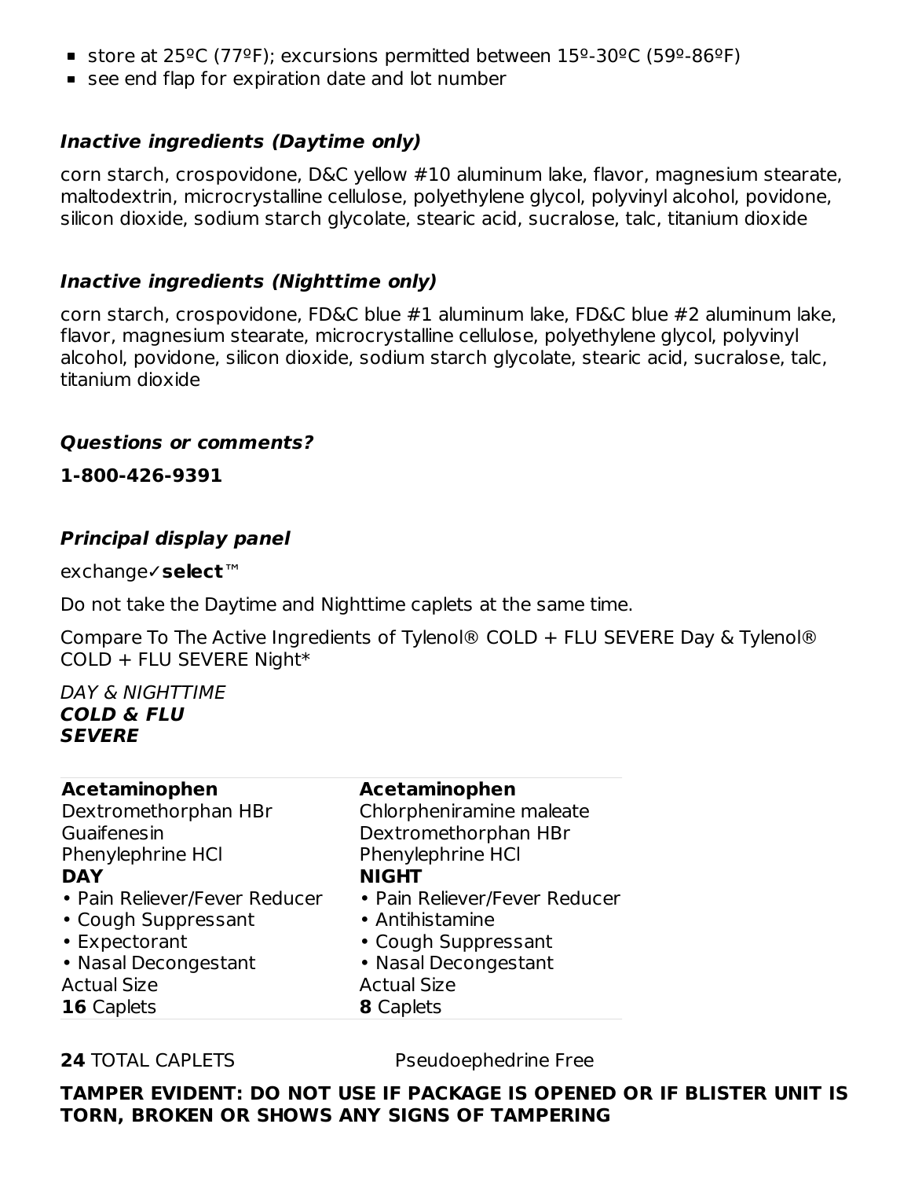- store at 25ºC (77ºF); excursions permitted between 15º-30ºC (59º-86ºF)
- see end flap for expiration date and lot number

### ***Inactive ingredients (Daytime only)***

corn starch, crospovidone, D&C yellow #10 aluminum lake, flavor, magnesium stearate, maltodextrin, microcrystalline cellulose, polyethylene glycol, polyvinyl alcohol, povidone, silicon dioxide, sodium starch glycolate, stearic acid, sucralose, talc, titanium dioxide

### ***Inactive ingredients (Nighttime only)***

corn starch, crospovidone, FD&C blue #1 aluminum lake, FD&C blue #2 aluminum lake, flavor, magnesium stearate, microcrystalline cellulose, polyethylene glycol, polyvinyl alcohol, povidone, silicon dioxide, sodium starch glycolate, stearic acid, sucralose, talc, titanium dioxide

### ***Questions or comments?***

**1-800-426-9391**

### ***Principal display panel***

exchange✓**select**™

Do not take the Daytime and Nighttime caplets at the same time.

Compare To The Active Ingredients of Tylenol® COLD + FLU SEVERE Day & Tylenol® COLD + FLU SEVERE Night*

*DAY & NIGHTTIME*
***COLD & FLU***
***SEVERE***

| **Acetaminophen**<br>Dextromethorphan HBr<br>Guaifenesin<br>Phenylephrine HCl<br>**DAY**<br>• Pain Reliever/Fever Reducer<br>• Cough Suppressant<br>• Expectorant<br>• Nasal Decongestant<br>Actual Size<br>**16** Caplets | **Acetaminophen**<br>Chlorpheniramine maleate<br>Dextromethorphan HBr<br>Phenylephrine HCl<br>**NIGHT**<br>• Pain Reliever/Fever Reducer<br>• Antihistamine<br>• Cough Suppressant<br>• Nasal Decongestant<br>Actual Size<br>**8** Caplets |
|---|---|

**24** TOTAL CAPLETS Pseudoephedrine Free

**TAMPER EVIDENT: DO NOT USE IF PACKAGE IS OPENED OR IF BLISTER UNIT IS TORN, BROKEN OR SHOWS ANY SIGNS OF TAMPERING**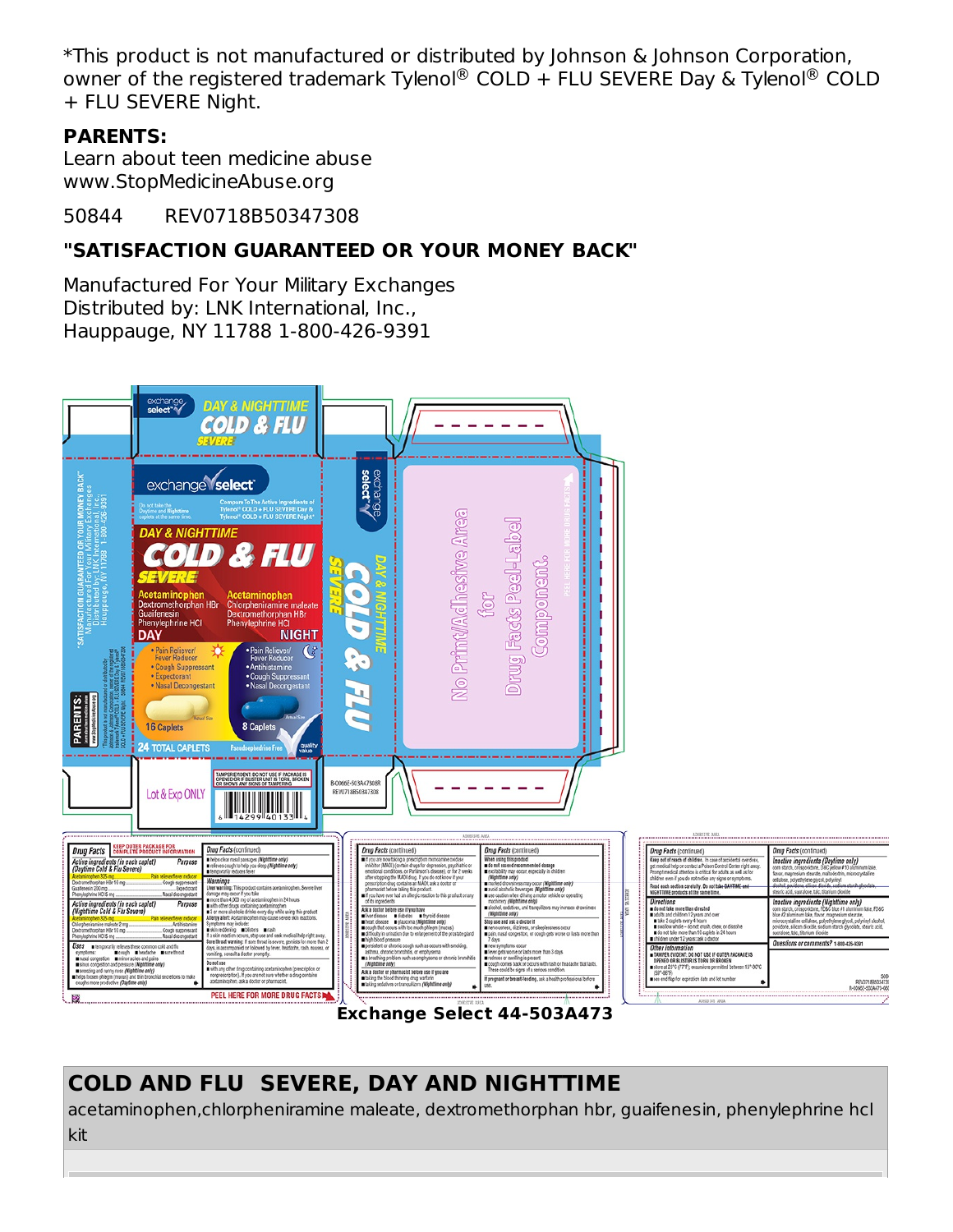*This product is not manufactured or distributed by Johnson & Johnson Corporation, owner of the registered trademark Tylenol® COLD + FLU SEVERE Day & Tylenol® COLD + FLU SEVERE Night.

**PARENTS:**
Learn about teen medicine abuse
www.StopMedicineAbuse.org

50844 REV0718B50347308

**"SATISFACTION GUARANTEED OR YOUR MONEY BACK"**

Manufactured For Your Military Exchanges
Distributed by: LNK International, Inc.,
Hauppauge, NY 11788 1-800-426-9391

**Exchange Select 44-503A473**

## COLD AND FLU SEVERE, DAY AND NIGHTTIME

acetaminophen,chlorpheniramine maleate, dextromethorphan hbr, guaifenesin, phenylephrine hcl kit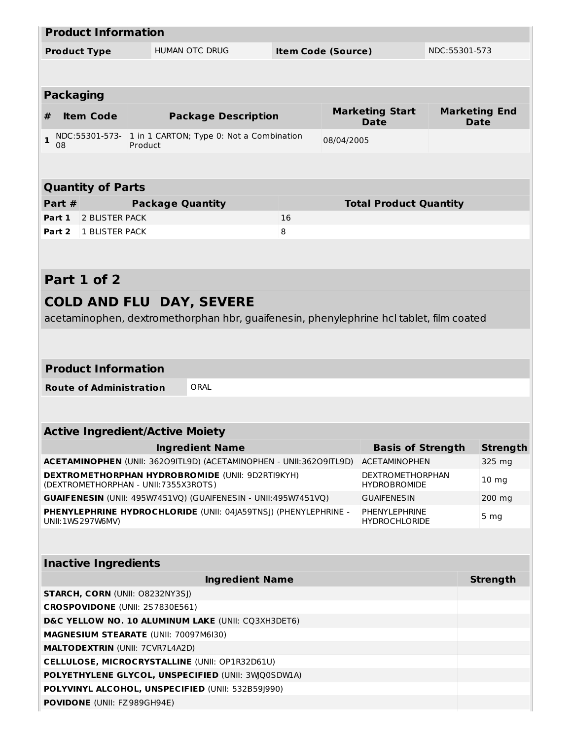| **Product Information** | | | |
|---|---|---|---|
| **Product Type** | HUMAN OTC DRUG | **Item Code (Source)** | NDC:55301-573 |

| **Packaging** | | | | |
|---|---|---|---|---|
| **#** | **Item Code** | **Package Description** | **Marketing Start Date** | **Marketing End Date** |
| **1** | NDC:55301-573-08 | 1 in 1 CARTON; Type 0: Not a Combination Product | 08/04/2005 | |

| **Quantity of Parts** | | |
|---|---|---|
| **Part #** | **Package Quantity** | **Total Product Quantity** |
| **Part 1** | 2 BLISTER PACK | 16 |
| **Part 2** | 1 BLISTER PACK | 8 |

## Part 1 of 2

## COLD AND FLU DAY, SEVERE

acetaminophen, dextromethorphan hbr, guaifenesin, phenylephrine hcl tablet, film coated

| **Product Information** | |
|---|---|
| **Route of Administration** | ORAL |

| **Active Ingredient/Active Moiety** | | |
|---|---|---|
| **Ingredient Name** | **Basis of Strength** | **Strength** |
| **ACETAMINOPHEN** (UNII: 362O9ITL9D) (ACETAMINOPHEN - UNII:362O9ITL9D) | ACETAMINOPHEN | 325 mg |
| **DEXTROMETHORPHAN HYDROBROMIDE** (UNII: 9D2RTI9KYH) (DEXTROMETHORPHAN - UNII:7355X3ROTS) | DEXTROMETHORPHAN HYDROBROMIDE | 10 mg |
| **GUAIFENESIN** (UNII: 495W7451VQ) (GUAIFENESIN - UNII:495W7451VQ) | GUAIFENESIN | 200 mg |
| **PHENYLEPHRINE HYDROCHLORIDE** (UNII: 04JA59TNSJ) (PHENYLEPHRINE - UNII:1WS297W6MV) | PHENYLEPHRINE HYDROCHLORIDE | 5 mg |

| **Inactive Ingredients** | |
|---|---|
| **Ingredient Name** | **Strength** |
| **STARCH, CORN** (UNII: O8232NY3SJ) | |
| **CROSPOVIDONE** (UNII: 2S7830E561) | |
| **D&C YELLOW NO. 10 ALUMINUM LAKE** (UNII: CQ3XH3DET6) | |
| **MAGNESIUM STEARATE** (UNII: 70097M6I30) | |
| **MALTODEXTRIN** (UNII: 7CVR7L4A2D) | |
| **CELLULOSE, MICROCRYSTALLINE** (UNII: OP1R32D61U) | |
| **POLYETHYLENE GLYCOL, UNSPECIFIED** (UNII: 3WQ0SDW1A) | |
| **POLYVINYL ALCOHOL, UNSPECIFIED** (UNII: 532B59J990) | |
| **POVIDONE** (UNII: FZ989GH94E) | |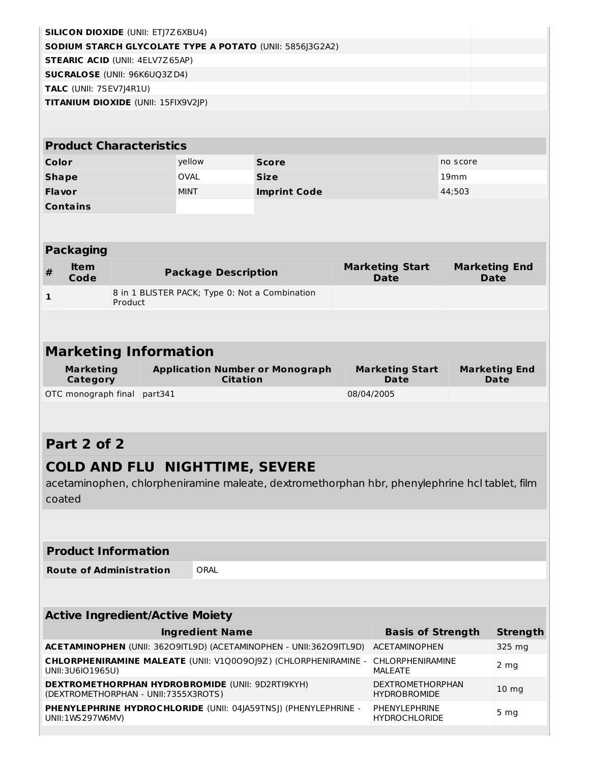| | |
|---|---|
| **SILICON DIOXIDE** (UNII: ETJ7Z6XBU4) | |
| **SODIUM STARCH GLYCOLATE TYPE A POTATO** (UNII: 5856J3G2A2) | |
| **STEARIC ACID** (UNII: 4ELV7Z65AP) | |
| **SUCRALOSE** (UNII: 96K6UQ3ZD4) | |
| **TALC** (UNII: 7SEV7J4R1U) | |
| **TITANIUM DIOXIDE** (UNII: 15FIX9V2JP) | |

| Product Characteristics | | | |
|---|---|---|---|
| **Color** | yellow | **Score** | no score |
| **Shape** | OVAL | **Size** | 19mm |
| **Flavor** | MINT | **Imprint Code** | 44;503 |
| **Contains** | | | |

| Packaging | | | | |
|---|---|---|---|---|
| **#** | **Item Code** | **Package Description** | **Marketing Start Date** | **Marketing End Date** |
| **1** | | 8 in 1 BLISTER PACK; Type 0: Not a Combination Product | | |

| Marketing Information | | | |
|---|---|---|---|
| **Marketing Category** | **Application Number or Monograph Citation** | **Marketing Start Date** | **Marketing End Date** |
| OTC monograph final | part341 | 08/04/2005 | |

## Part 2 of 2

## COLD AND FLU NIGHTTIME, SEVERE

acetaminophen, chlorpheniramine maleate, dextromethorphan hbr, phenylephrine hcl tablet, film coated

| Product Information | |
|---|---|
| **Route of Administration** | ORAL |

| Active Ingredient/Active Moiety | | |
|---|---|---|
| **Ingredient Name** | **Basis of Strength** | **Strength** |
| **ACETAMINOPHEN** (UNII: 362O9ITL9D) (ACETAMINOPHEN - UNII:362O9ITL9D) | ACETAMINOPHEN | 325 mg |
| **CHLORPHENIRAMINE MALEATE** (UNII: V1Q0O9OJ9Z) (CHLORPHENIRAMINE - UNII:3U6IO1965U) | CHLORPHENIRAMINE MALEATE | 2 mg |
| **DEXTROMETHORPHAN HYDROBROMIDE** (UNII: 9D2RTI9KYH) (DEXTROMETHORPHAN - UNII:7355X3ROTS) | DEXTROMETHORPHAN HYDROBROMIDE | 10 mg |
| **PHENYLEPHRINE HYDROCHLORIDE** (UNII: 04JA59TNSJ) (PHENYLEPHRINE - UNII:1WS297W6MV) | PHENYLEPHRINE HYDROCHLORIDE | 5 mg |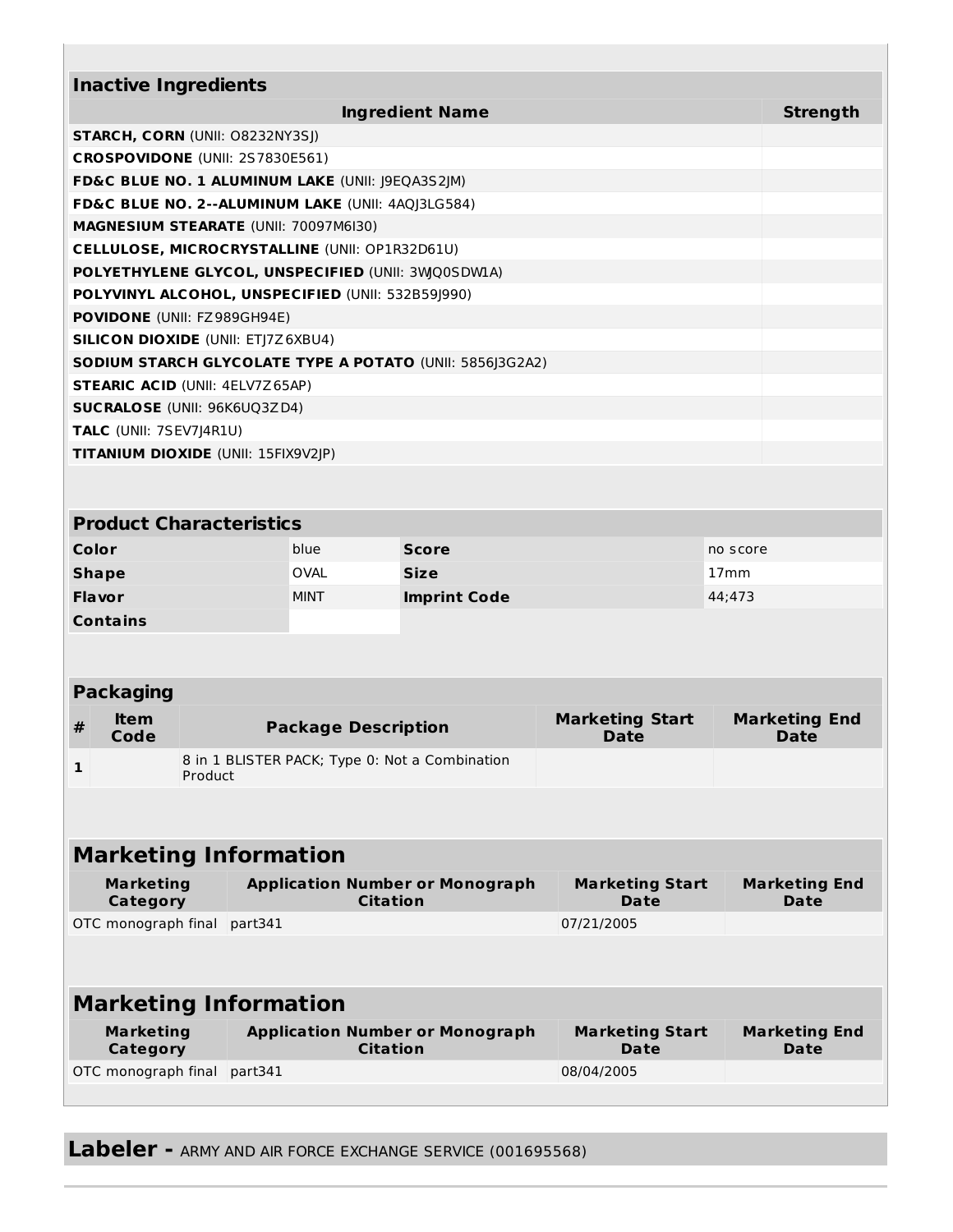| Inactive Ingredients | |
|---|---|
| **Ingredient Name** | **Strength** |
| **STARCH, CORN** (UNII: O8232NY3SJ) | |
| **CROSPOVIDONE** (UNII: 2S7830E561) | |
| **FD&C BLUE NO. 1 ALUMINUM LAKE** (UNII: J9EQA3S2JM) | |
| **FD&C BLUE NO. 2--ALUMINUM LAKE** (UNII: 4AQJ3LG584) | |
| **MAGNESIUM STEARATE** (UNII: 70097M6I30) | |
| **CELLULOSE, MICROCRYSTALLINE** (UNII: OP1R32D61U) | |
| **POLYETHYLENE GLYCOL, UNSPECIFIED** (UNII: 3WQ0SDW1A) | |
| **POLYVINYL ALCOHOL, UNSPECIFIED** (UNII: 532B59J990) | |
| **POVIDONE** (UNII: FZ989GH94E) | |
| **SILICON DIOXIDE** (UNII: ETJ7Z6XBU4) | |
| **SODIUM STARCH GLYCOLATE TYPE A POTATO** (UNII: 5856J3G2A2) | |
| **STEARIC ACID** (UNII: 4ELV7Z65AP) | |
| **SUCRALOSE** (UNII: 96K6UQ3ZD4) | |
| **TALC** (UNII: 7SEV7J4R1U) | |
| **TITANIUM DIOXIDE** (UNII: 15FIX9V2JP) | |

| Product Characteristics | | | |
|---|---|---|---|
| **Color** | blue | **Score** | no score |
| **Shape** | OVAL | **Size** | 17mm |
| **Flavor** | MINT | **Imprint Code** | 44;473 |
| **Contains** | | | |

| Packaging | | | | |
|---|---|---|---|---|
| **#** | **Item Code** | **Package Description** | **Marketing Start Date** | **Marketing End Date** |
| **1** | | 8 in 1 BLISTER PACK; Type 0: Not a Combination Product | | |

## Marketing Information

| Marketing Category | Application Number or Monograph Citation | Marketing Start Date | Marketing End Date |
|---|---|---|---|
| OTC monograph final | part341 | 07/21/2005 | |

## Marketing Information

| Marketing Category | Application Number or Monograph Citation | Marketing Start Date | Marketing End Date |
|---|---|---|---|
| OTC monograph final | part341 | 08/04/2005 | |

**Labeler -** ARMY AND AIR FORCE EXCHANGE SERVICE (001695568)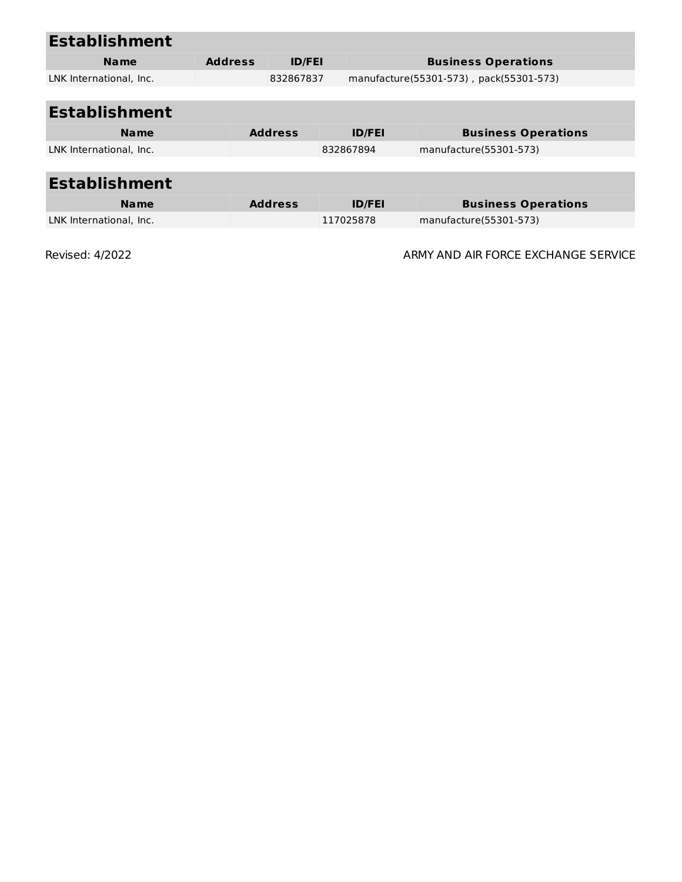## Establishment

| Name | Address | ID/FEI | Business Operations |
| --- | --- | --- | --- |
| LNK International, Inc. | | 832867837 | manufacture(55301-573) , pack(55301-573) |

## Establishment

| Name | Address | ID/FEI | Business Operations |
| --- | --- | --- | --- |
| LNK International, Inc. | | 832867894 | manufacture(55301-573) |

## Establishment

| Name | Address | ID/FEI | Business Operations |
| --- | --- | --- | --- |
| LNK International, Inc. | | 117025878 | manufacture(55301-573) |

Revised: 4/2022

ARMY AND AIR FORCE EXCHANGE SERVICE